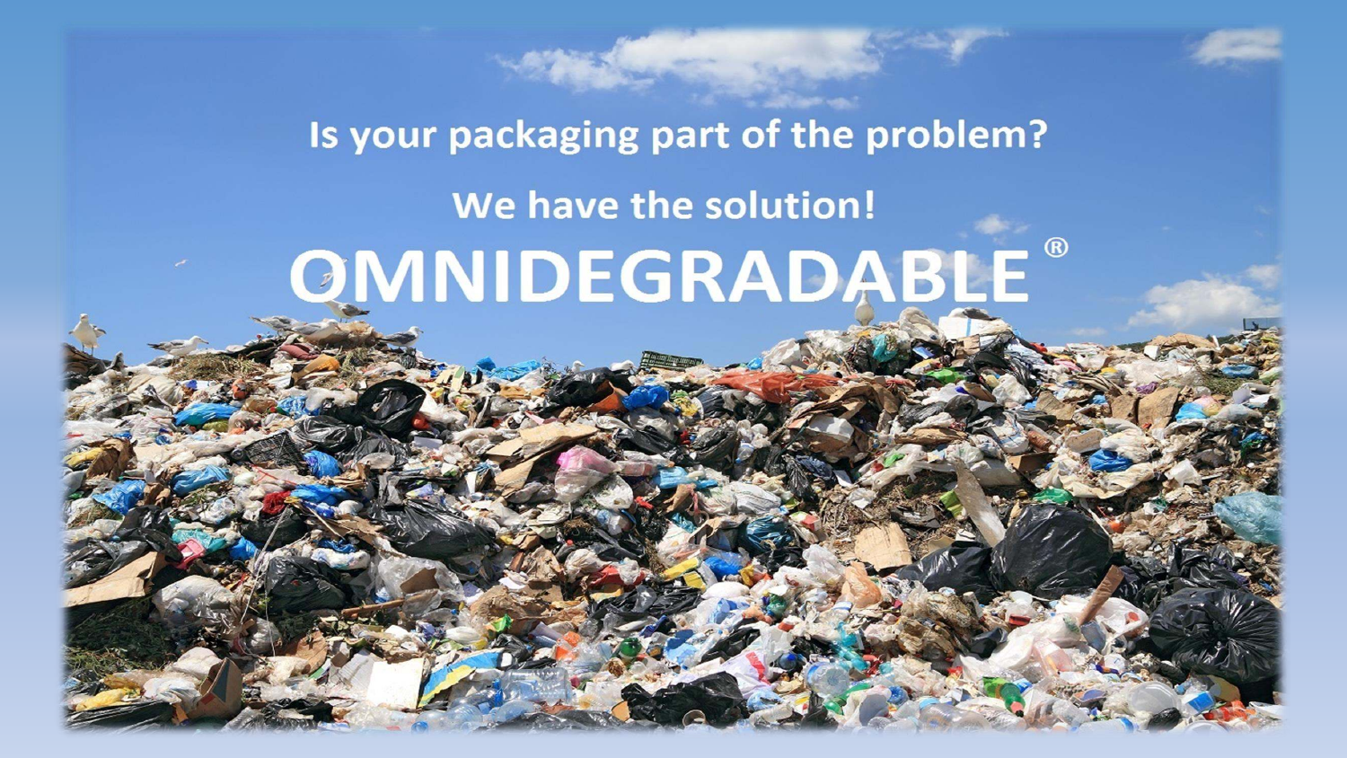Is your packaging part of the problem?

We have the solution!

# OMNIDEGRADABLE®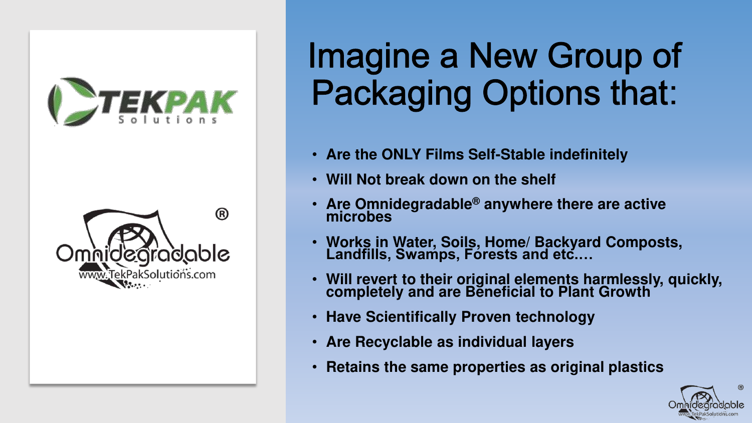# Imagine a New Group of Packaging Options that:

- **Are the ONLY Films Self-Stable indefinitely**
- **Will Not break down on the shelf**
- **Are Omnidegradable® anywhere there are active microbes**
- **Works in Water, Soils, Home/ Backyard Composts, Landfills, Swamps, Forests and etc.…**
- **Will revert to their original elements harmlessly, quickly, completely and are Beneficial to Plant Growth**
- **Have Scientifically Proven technology**
- **Are Recyclable as individual layers**
- **Retains the same properties as original plastics**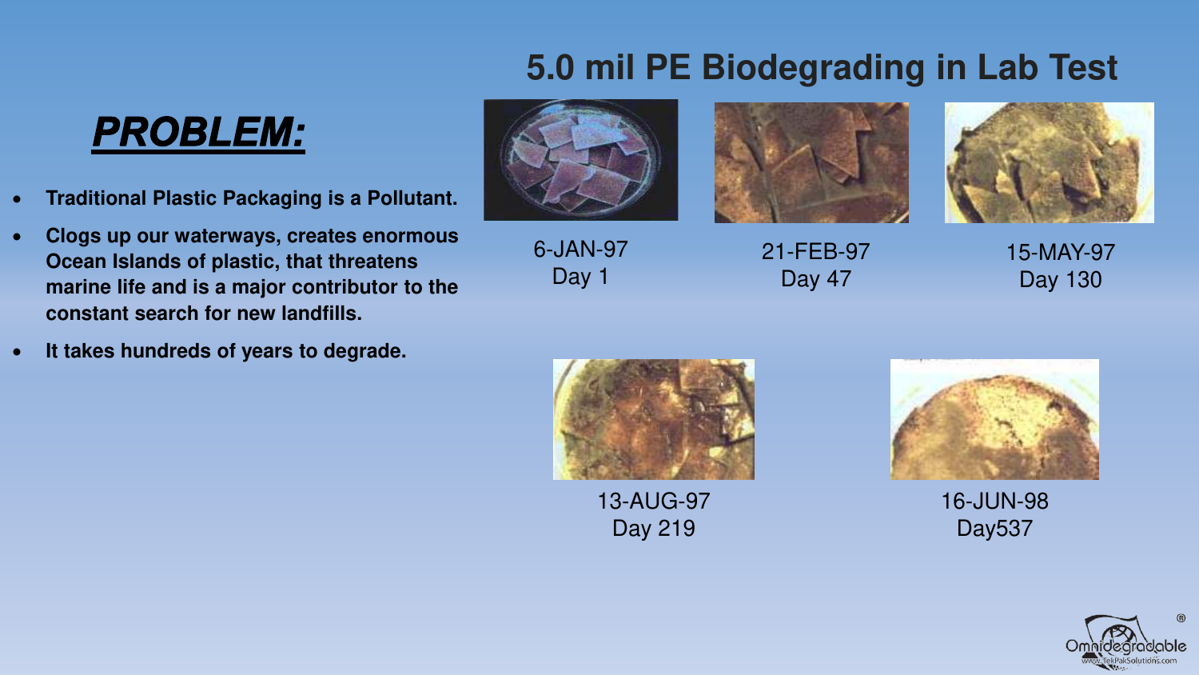# ***PROBLEM:***

- **Traditional Plastic Packaging is a Pollutant.**
- **Clogs up our waterways, creates enormous Ocean Islands of plastic, that threatens marine life and is a major contributor to the constant search for new landfills.**
- **It takes hundreds of years to degrade.**

## 5.0 mil PE Biodegrading in Lab Test

6-JAN-97
Day 1

21-FEB-97
Day 47

15-MAY-97
Day 130

13-AUG-97
Day 219

16-JUN-98
Day537

Omnidegradable®
www.TekPakSolutions.com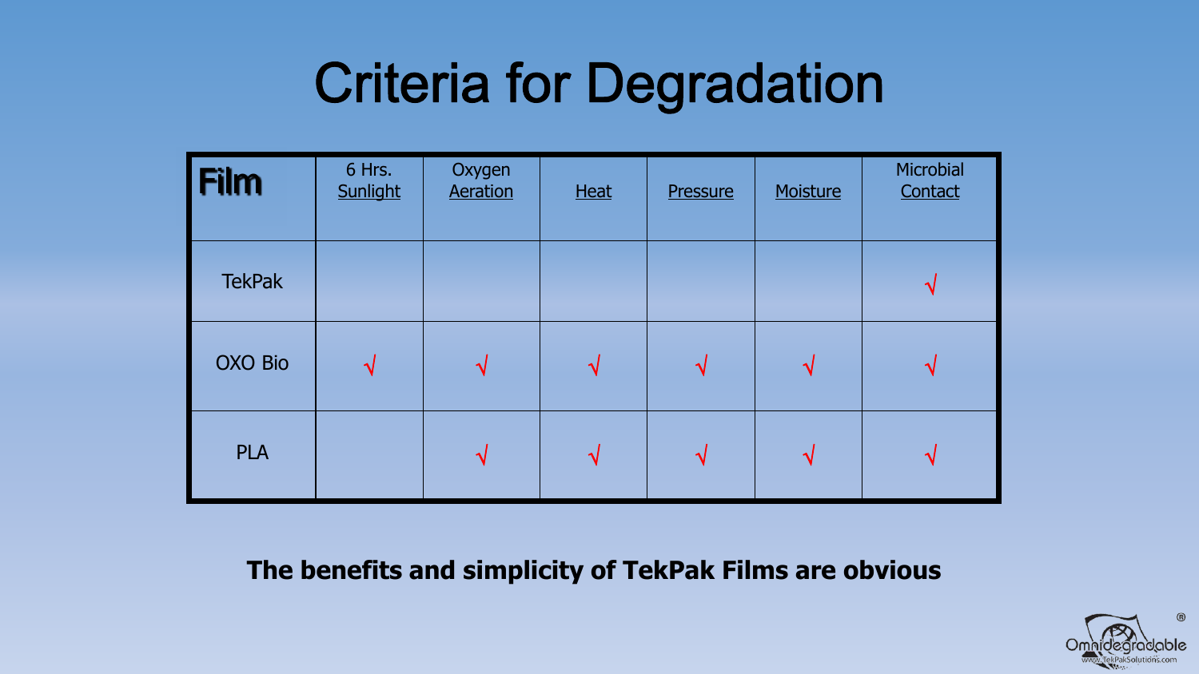# Criteria for Degradation

| Film | 6 Hrs. Sunlight | Oxygen Aeration | Heat | Pressure | Moisture | Microbial Contact |
|---|---|---|---|---|---|---|
| TekPak | | | | | | √ |
| OXO Bio | √ | √ | √ | √ | √ | √ |
| PLA | | √ | √ | √ | √ | √ |

**The benefits and simplicity of TekPak Films are obvious**

Omnidegradable®
www.TekPakSolutions.com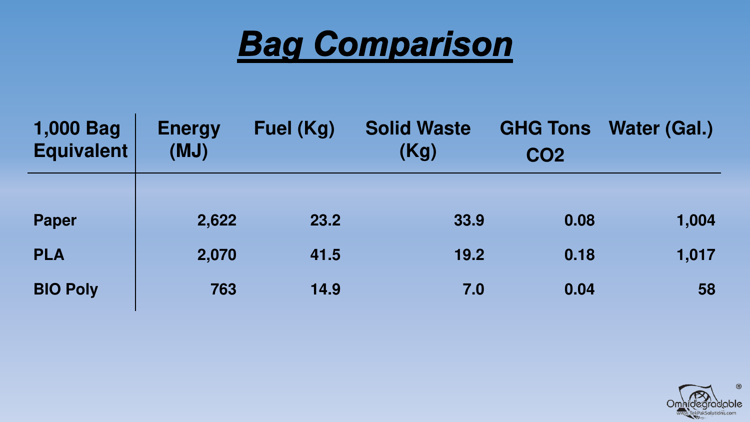# ***Bag Comparison***

| 1,000 Bag Equivalent | Energy (MJ) | Fuel (Kg) | Solid Waste (Kg) | GHG Tons CO2 | Water (Gal.) |
|---|---|---|---|---|---|
| **Paper** | **2,622** | **23.2** | **33.9** | **0.08** | **1,004** |
| **PLA** | **2,070** | **41.5** | **19.2** | **0.18** | **1,017** |
| **BIO Poly** | **763** | **14.9** | **7.0** | **0.04** | **58** |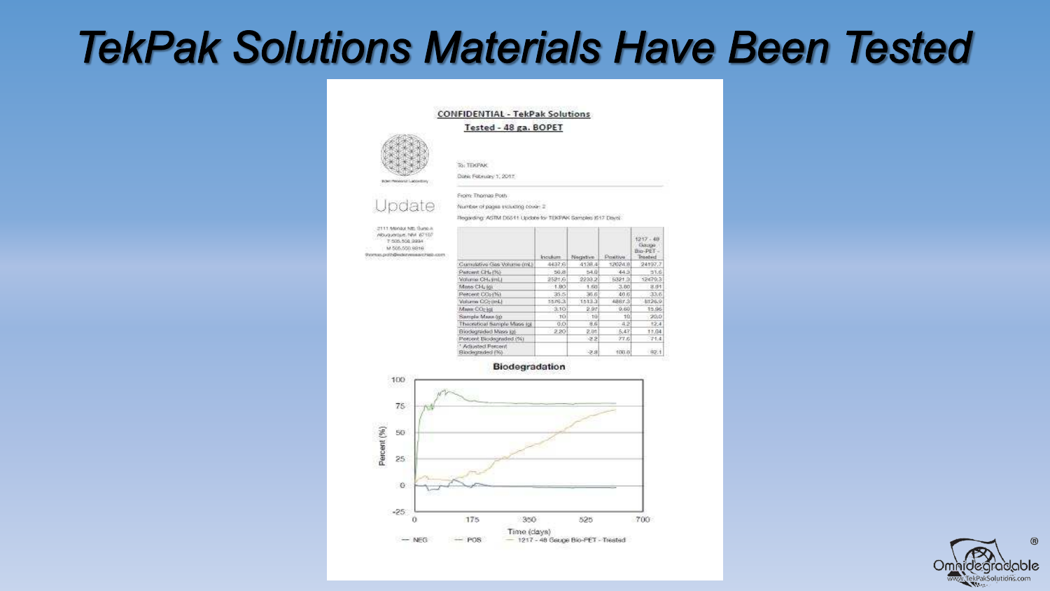# *TekPak Solutions Materials Have Been Tested*

**CONFIDENTIAL - TekPak Solutions**

**Tested - 48 ga. BOPET**

Eden Research Laboratory

Update

2111 Menaul NE, Suite A
Albuquerque, NM 87107
T 505.508.3994
M 505.550.9316
thomas.poth@edenresearchlab.com

To: TEKPAK

Date: February 1, 2017

From: Thomas Poth

Number of pages including cover: 2

Regarding: ASTM D5511 Update for TEKPAK Samples (617 Days)

| | Inoculum | Negative | Positive | 1217 - 48 Gauge Bio-PET - Treated |
|---|---|---|---|---|
| Cumulative Gas Volume (mL) | 4437.6 | 4138.4 | 12024.8 | 24197.7 |
| Percent $CH_4$ (%) | 56.8 | 54.0 | 44.3 | 51.6 |
| Volume $CH_4$ (mL) | 2521.6 | 2233.2 | 5321.3 | 12479.3 |
| Mass $CH_4$ (g) | 1.80 | 1.60 | 3.80 | 8.91 |
| Percent $CO_2$ (%) | 35.5 | 36.6 | 40.6 | 33.6 |
| Volume $CO_2$ (mL) | 1576.3 | 1513.3 | 4887.3 | 8126.9 |
| Mass $CO_2$ (g) | 3.10 | 2.97 | 9.60 | 15.96 |
| Sample Mass (g) | 10 | 10 | 10 | 20.0 |
| Theoretical Sample Mass (g) | 0.0 | 8.6 | 4.2 | 12.4 |
| Biodegraded Mass (g) | 2.20 | 2.01 | 5.47 | 11.04 |
| Percent Biodegraded (%) | | -2.2 | 77.6 | 71.4 |
| * Adjusted Percent Biodegraded (%) | | -2.8 | 100.0 | 92.1 |

**Biodegradation**

Percent (%) vs. Time (days) — NEG, POS, 1217 - 48 Gauge Bio-PET - Treated

Omnidegradable®
www.TekPakSolutions.com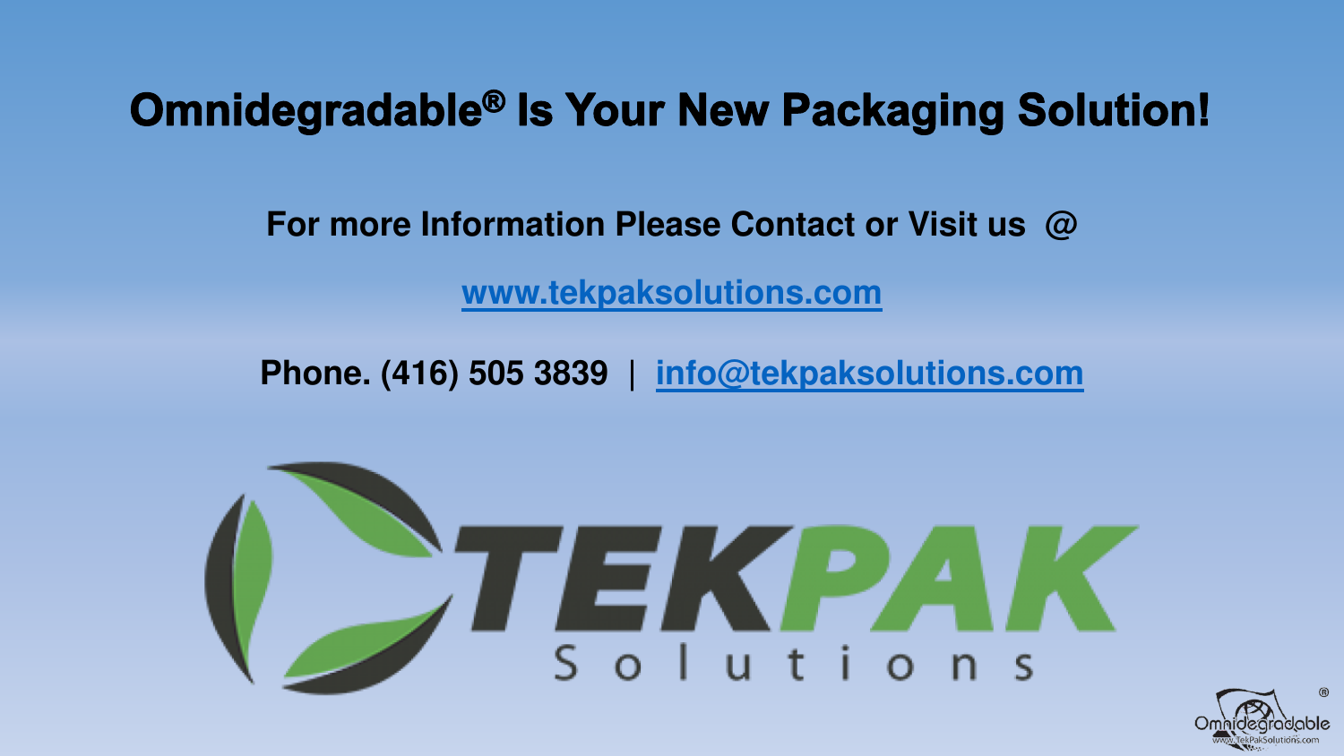# Omnidegradable® Is Your New Packaging Solution!

**For more Information Please Contact or Visit us @**

**[www.tekpaksolutions.com](http://www.tekpaksolutions.com)**

**Phone. (416) 505 3839 | [info@tekpaksolutions.com](mailto:info@tekpaksolutions.com)**